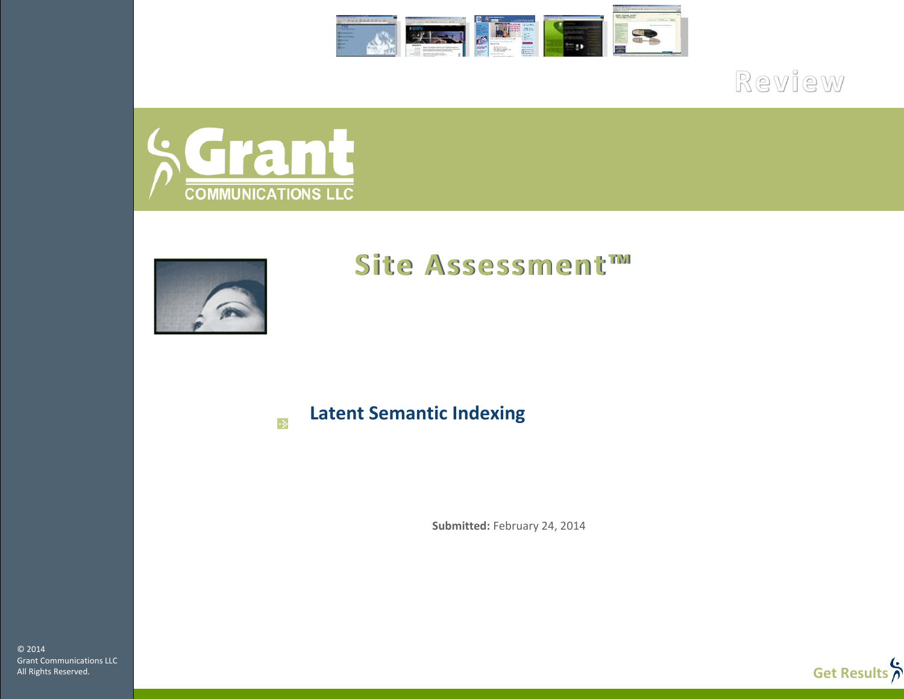Review

Grant COMMUNICATIONS LLC

# Site Assessment™

## Latent Semantic Indexing

**Submitted:** February 24, 2014

© 2014
Grant Communications LLC
All Rights Reserved.

Get Results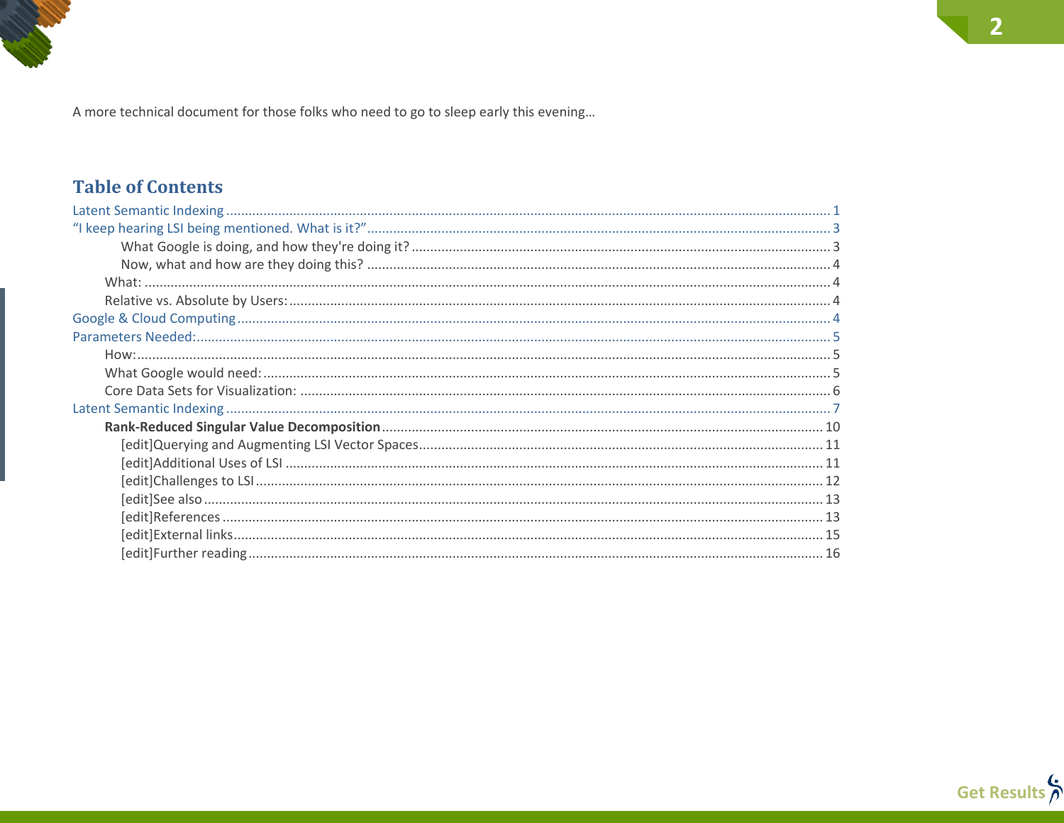A more technical document for those folks who need to go to sleep early this evening…

## Table of Contents

- Latent Semantic Indexing ........ 1
- "I keep hearing LSI being mentioned. What is it?" ........ 3
    - What Google is doing, and how they're doing it? ........ 3
    - Now, what and how are they doing this? ........ 4
  - What: ........ 4
  - Relative vs. Absolute by Users: ........ 4
- Google & Cloud Computing ........ 4
- Parameters Needed: ........ 5
  - How: ........ 5
  - What Google would need: ........ 5
  - Core Data Sets for Visualization: ........ 6
- Latent Semantic Indexing ........ 7
  - **Rank-Reduced Singular Value Decomposition** ........ 10
    - [edit]Querying and Augmenting LSI Vector Spaces ........ 11
    - [edit]Additional Uses of LSI ........ 11
    - [edit]Challenges to LSI ........ 12
    - [edit]See also ........ 13
    - [edit]References ........ 13
    - [edit]External links ........ 15
    - [edit]Further reading ........ 16

Get Results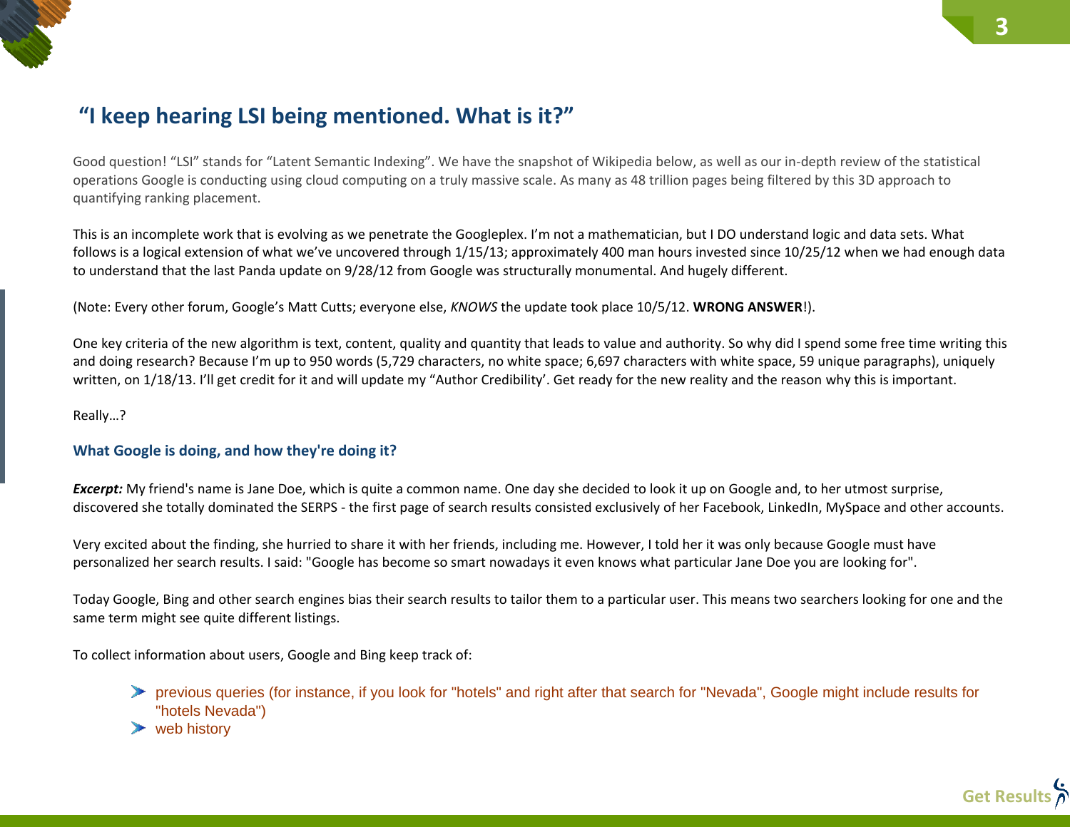## “I keep hearing LSI being mentioned. What is it?”

Good question! “LSI” stands for “Latent Semantic Indexing”. We have the snapshot of Wikipedia below, as well as our in-depth review of the statistical operations Google is conducting using cloud computing on a truly massive scale. As many as 48 trillion pages being filtered by this 3D approach to quantifying ranking placement.

This is an incomplete work that is evolving as we penetrate the Googleplex. I’m not a mathematician, but I DO understand logic and data sets. What follows is a logical extension of what we’ve uncovered through 1/15/13; approximately 400 man hours invested since 10/25/12 when we had enough data to understand that the last Panda update on 9/28/12 from Google was structurally monumental. And hugely different.

(Note: Every other forum, Google’s Matt Cutts; everyone else, *KNOWS* the update took place 10/5/12. **WRONG ANSWER**!).

One key criteria of the new algorithm is text, content, quality and quantity that leads to value and authority. So why did I spend some free time writing this and doing research? Because I’m up to 950 words (5,729 characters, no white space; 6,697 characters with white space, 59 unique paragraphs), uniquely written, on 1/18/13. I’ll get credit for it and will update my “Author Credibility’. Get ready for the new reality and the reason why this is important.

Really…?

### What Google is doing, and how they're doing it?

***Excerpt:*** My friend's name is Jane Doe, which is quite a common name. One day she decided to look it up on Google and, to her utmost surprise, discovered she totally dominated the SERPS - the first page of search results consisted exclusively of her Facebook, LinkedIn, MySpace and other accounts.

Very excited about the finding, she hurried to share it with her friends, including me. However, I told her it was only because Google must have personalized her search results. I said: "Google has become so smart nowadays it even knows what particular Jane Doe you are looking for".

Today Google, Bing and other search engines bias their search results to tailor them to a particular user. This means two searchers looking for one and the same term might see quite different listings.

To collect information about users, Google and Bing keep track of:

- previous queries (for instance, if you look for "hotels" and right after that search for "Nevada", Google might include results for "hotels Nevada")
- web history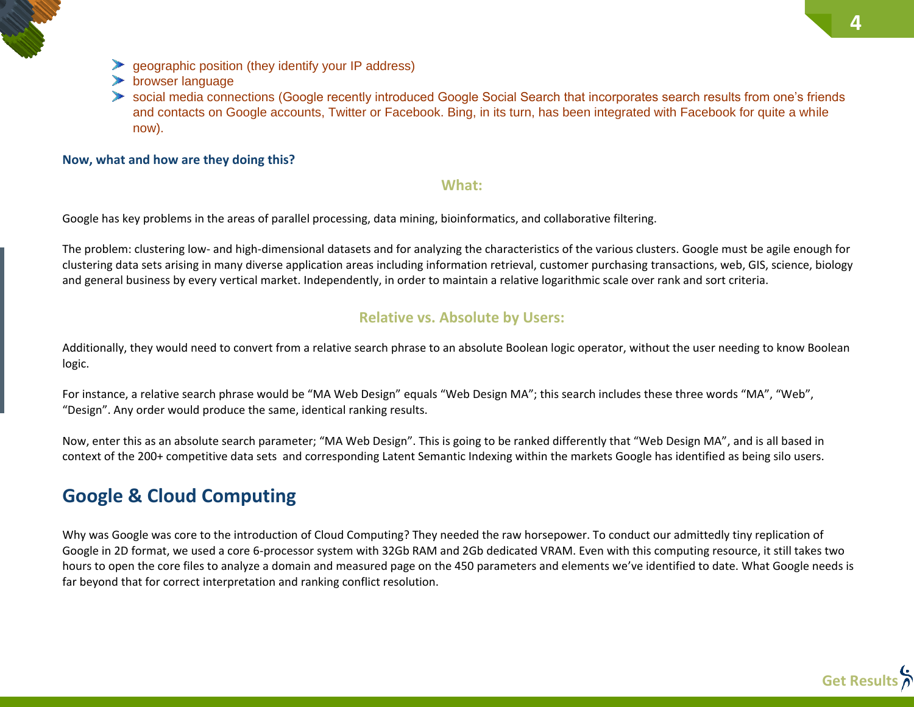- geographic position (they identify your IP address)
- browser language
- social media connections (Google recently introduced Google Social Search that incorporates search results from one's friends and contacts on Google accounts, Twitter or Facebook. Bing, in its turn, has been integrated with Facebook for quite a while now).

**Now, what and how are they doing this?**

### What:

Google has key problems in the areas of parallel processing, data mining, bioinformatics, and collaborative filtering.

The problem: clustering low- and high-dimensional datasets and for analyzing the characteristics of the various clusters. Google must be agile enough for clustering data sets arising in many diverse application areas including information retrieval, customer purchasing transactions, web, GIS, science, biology and general business by every vertical market. Independently, in order to maintain a relative logarithmic scale over rank and sort criteria.

### Relative vs. Absolute by Users:

Additionally, they would need to convert from a relative search phrase to an absolute Boolean logic operator, without the user needing to know Boolean logic.

For instance, a relative search phrase would be "MA Web Design" equals "Web Design MA"; this search includes these three words "MA", "Web", "Design". Any order would produce the same, identical ranking results.

Now, enter this as an absolute search parameter; "MA Web Design". This is going to be ranked differently that "Web Design MA", and is all based in context of the 200+ competitive data sets and corresponding Latent Semantic Indexing within the markets Google has identified as being silo users.

## Google & Cloud Computing

Why was Google was core to the introduction of Cloud Computing? They needed the raw horsepower. To conduct our admittedly tiny replication of Google in 2D format, we used a core 6-processor system with 32Gb RAM and 2Gb dedicated VRAM. Even with this computing resource, it still takes two hours to open the core files to analyze a domain and measured page on the 450 parameters and elements we've identified to date. What Google needs is far beyond that for correct interpretation and ranking conflict resolution.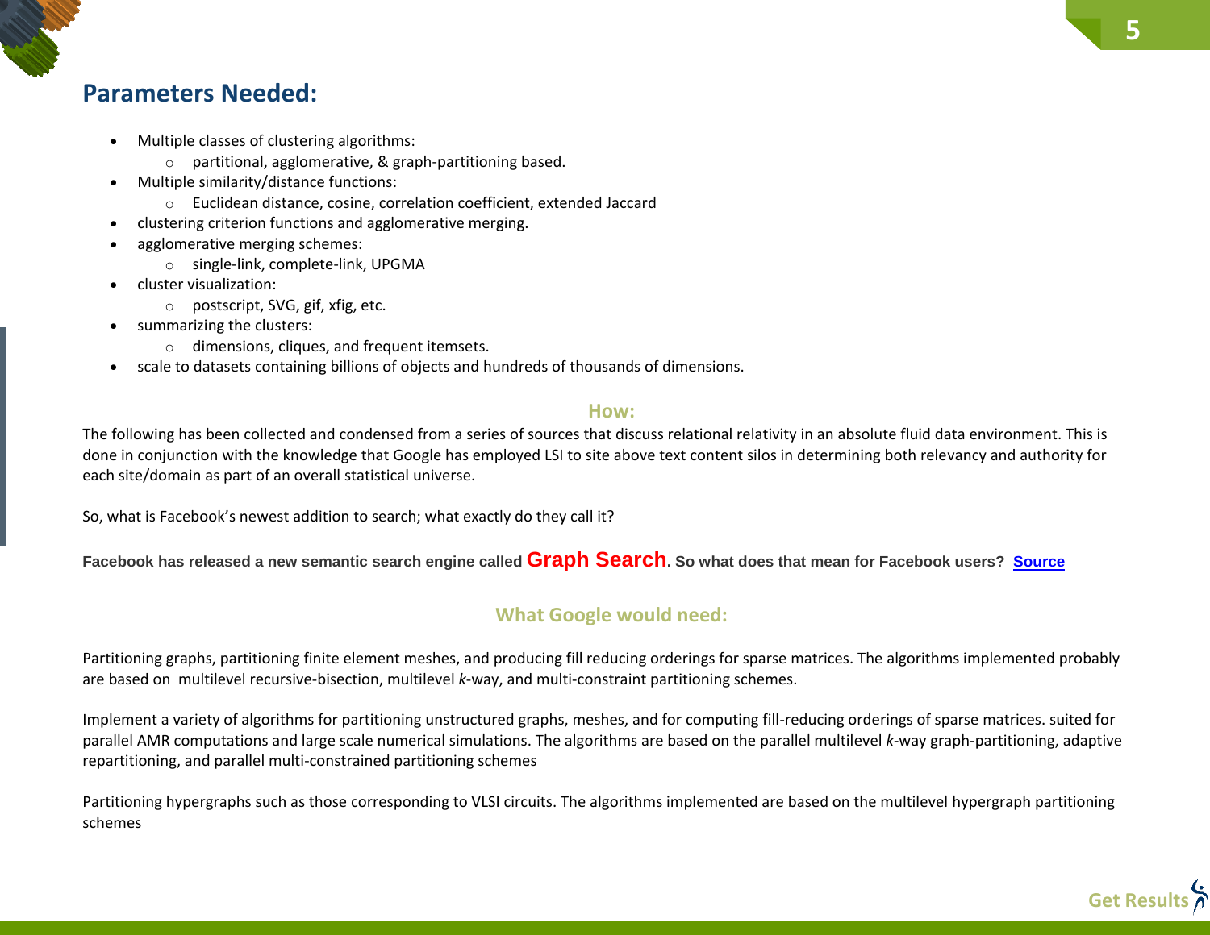## Parameters Needed:

- Multiple classes of clustering algorithms:
  - partitional, agglomerative, & graph-partitioning based.
- Multiple similarity/distance functions:
  - Euclidean distance, cosine, correlation coefficient, extended Jaccard
- clustering criterion functions and agglomerative merging.
- agglomerative merging schemes:
  - single-link, complete-link, UPGMA
- cluster visualization:
  - postscript, SVG, gif, xfig, etc.
- summarizing the clusters:
  - dimensions, cliques, and frequent itemsets.
- scale to datasets containing billions of objects and hundreds of thousands of dimensions.

### How:

The following has been collected and condensed from a series of sources that discuss relational relativity in an absolute fluid data environment. This is done in conjunction with the knowledge that Google has employed LSI to site above text content silos in determining both relevancy and authority for each site/domain as part of an overall statistical universe.

So, what is Facebook's newest addition to search; what exactly do they call it?

**Facebook has released a new semantic search engine called Graph Search. So what does that mean for Facebook users? Source**

### What Google would need:

Partitioning graphs, partitioning finite element meshes, and producing fill reducing orderings for sparse matrices. The algorithms implemented probably are based on multilevel recursive-bisection, multilevel *k*-way, and multi-constraint partitioning schemes.

Implement a variety of algorithms for partitioning unstructured graphs, meshes, and for computing fill-reducing orderings of sparse matrices. suited for parallel AMR computations and large scale numerical simulations. The algorithms are based on the parallel multilevel *k*-way graph-partitioning, adaptive repartitioning, and parallel multi-constrained partitioning schemes

Partitioning hypergraphs such as those corresponding to VLSI circuits. The algorithms implemented are based on the multilevel hypergraph partitioning schemes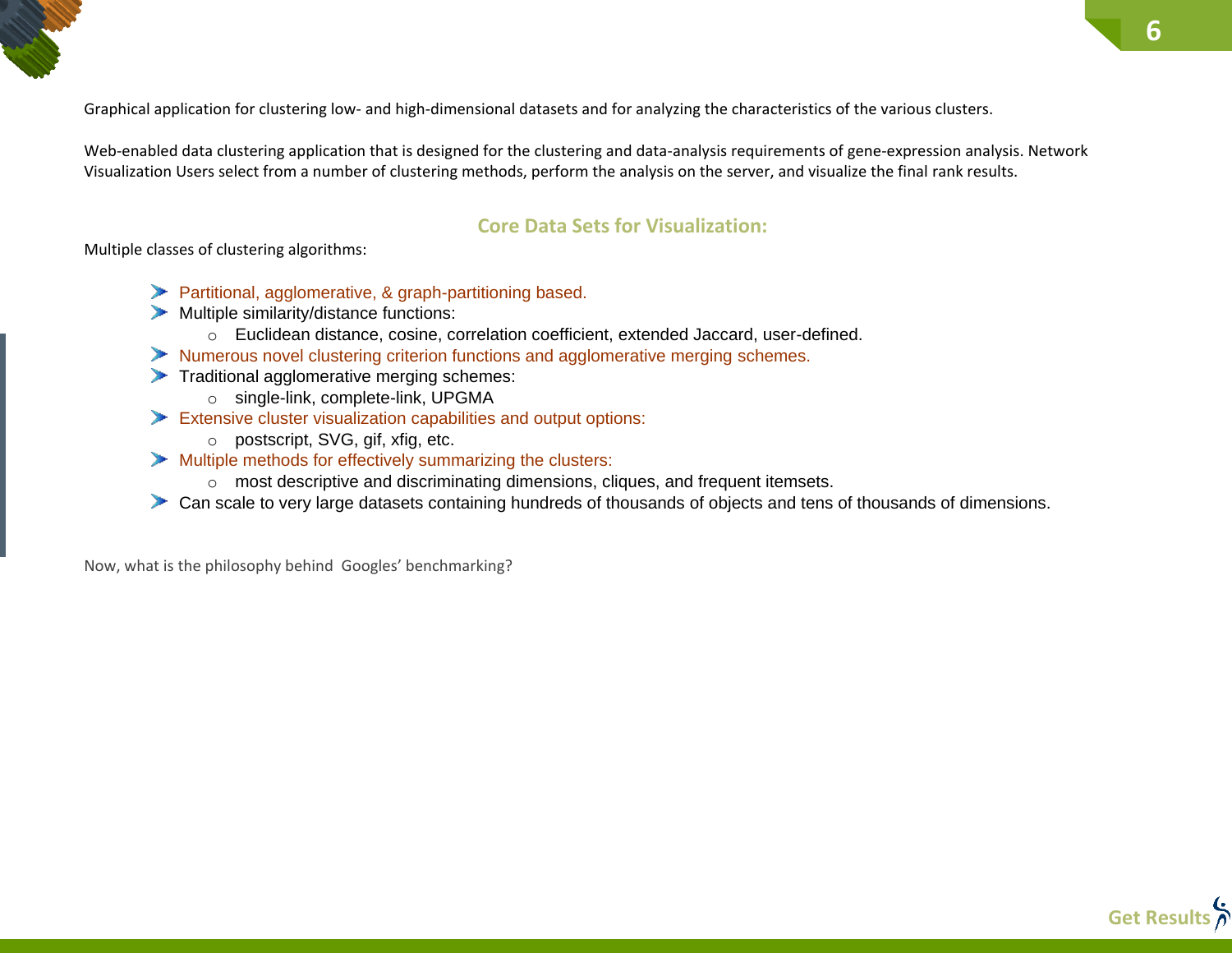Graphical application for clustering low- and high-dimensional datasets and for analyzing the characteristics of the various clusters.

Web-enabled data clustering application that is designed for the clustering and data-analysis requirements of gene-expression analysis. Network Visualization Users select from a number of clustering methods, perform the analysis on the server, and visualize the final rank results.

## Core Data Sets for Visualization:

Multiple classes of clustering algorithms:

- Partitional, agglomerative, & graph-partitioning based.
- Multiple similarity/distance functions:
  - Euclidean distance, cosine, correlation coefficient, extended Jaccard, user-defined.
- Numerous novel clustering criterion functions and agglomerative merging schemes.
- Traditional agglomerative merging schemes:
  - single-link, complete-link, UPGMA
- Extensive cluster visualization capabilities and output options:
  - postscript, SVG, gif, xfig, etc.
- Multiple methods for effectively summarizing the clusters:
  - most descriptive and discriminating dimensions, cliques, and frequent itemsets.
- Can scale to very large datasets containing hundreds of thousands of objects and tens of thousands of dimensions.

Now, what is the philosophy behind Googles' benchmarking?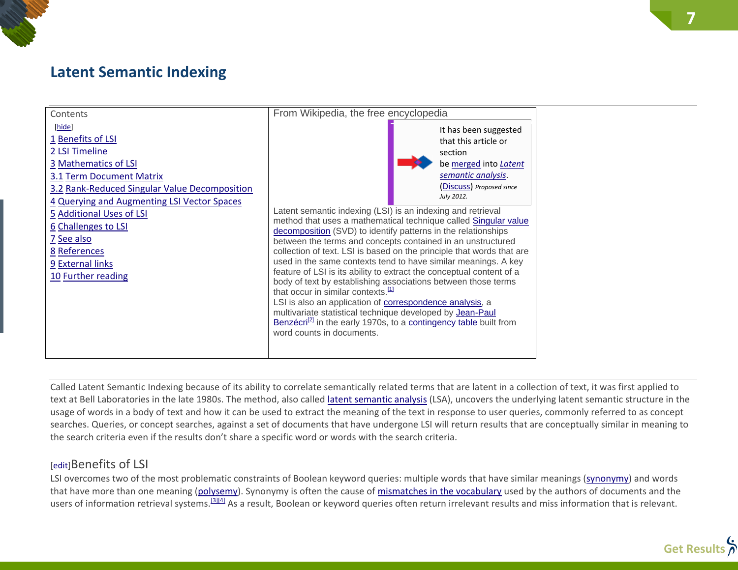# Latent Semantic Indexing

| Contents | From Wikipedia, the free encyclopedia |
|---|---|
| [hide]<br>1 Benefits of LSI<br>2 LSI Timeline<br>3 Mathematics of LSI<br>3.1 Term Document Matrix<br>3.2 Rank-Reduced Singular Value Decomposition<br>4 Querying and Augmenting LSI Vector Spaces<br>5 Additional Uses of LSI<br>6 Challenges to LSI<br>7 See also<br>8 References<br>9 External links<br>10 Further reading | It has been suggested that this article or section be merged into *Latent semantic analysis*. (Discuss) *Proposed since July 2012.*<br><br>Latent semantic indexing (LSI) is an indexing and retrieval method that uses a mathematical technique called Singular value decomposition (SVD) to identify patterns in the relationships between the terms and concepts contained in an unstructured collection of text. LSI is based on the principle that words that are used in the same contexts tend to have similar meanings. A key feature of LSI is its ability to extract the conceptual content of a body of text by establishing associations between those terms that occur in similar contexts.[1]<br>LSI is also an application of correspondence analysis, a multivariate statistical technique developed by Jean-Paul Benzécri[2] in the early 1970s, to a contingency table built from word counts in documents. |

Called Latent Semantic Indexing because of its ability to correlate semantically related terms that are latent in a collection of text, it was first applied to text at Bell Laboratories in the late 1980s. The method, also called latent semantic analysis (LSA), uncovers the underlying latent semantic structure in the usage of words in a body of text and how it can be used to extract the meaning of the text in response to user queries, commonly referred to as concept searches. Queries, or concept searches, against a set of documents that have undergone LSI will return results that are conceptually similar in meaning to the search criteria even if the results don't share a specific word or words with the search criteria.

## [edit]Benefits of LSI

LSI overcomes two of the most problematic constraints of Boolean keyword queries: multiple words that have similar meanings (synonymy) and words that have more than one meaning (polysemy). Synonymy is often the cause of mismatches in the vocabulary used by the authors of documents and the users of information retrieval systems.[3][4] As a result, Boolean or keyword queries often return irrelevant results and miss information that is relevant.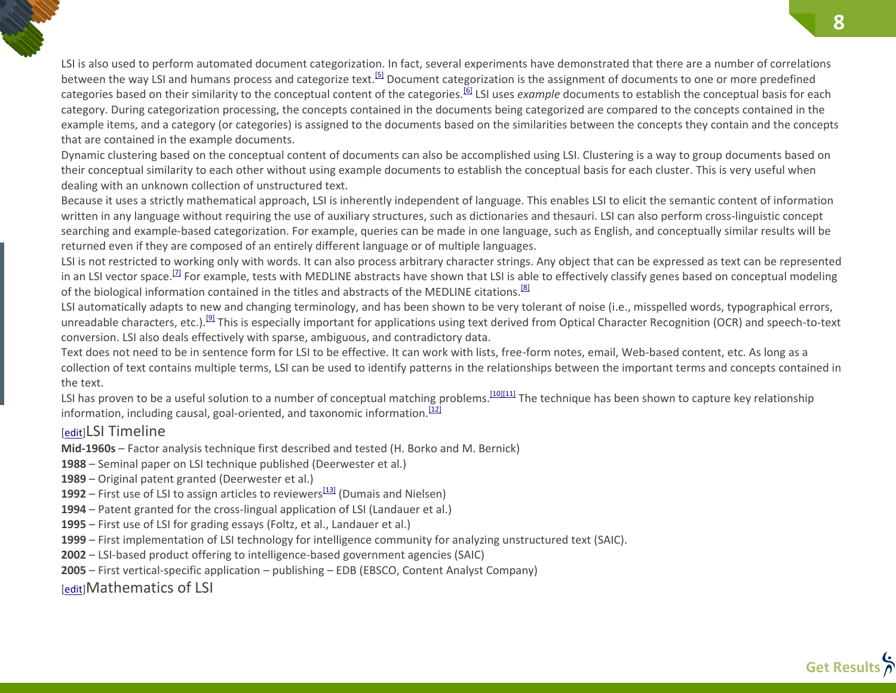LSI is also used to perform automated document categorization. In fact, several experiments have demonstrated that there are a number of correlations between the way LSI and humans process and categorize text.[5] Document categorization is the assignment of documents to one or more predefined categories based on their similarity to the conceptual content of the categories.[6] LSI uses *example* documents to establish the conceptual basis for each category. During categorization processing, the concepts contained in the documents being categorized are compared to the concepts contained in the example items, and a category (or categories) is assigned to the documents based on the similarities between the concepts they contain and the concepts that are contained in the example documents.

Dynamic clustering based on the conceptual content of documents can also be accomplished using LSI. Clustering is a way to group documents based on their conceptual similarity to each other without using example documents to establish the conceptual basis for each cluster. This is very useful when dealing with an unknown collection of unstructured text.

Because it uses a strictly mathematical approach, LSI is inherently independent of language. This enables LSI to elicit the semantic content of information written in any language without requiring the use of auxiliary structures, such as dictionaries and thesauri. LSI can also perform cross-linguistic concept searching and example-based categorization. For example, queries can be made in one language, such as English, and conceptually similar results will be returned even if they are composed of an entirely different language or of multiple languages.

LSI is not restricted to working only with words. It can also process arbitrary character strings. Any object that can be expressed as text can be represented in an LSI vector space.[7] For example, tests with MEDLINE abstracts have shown that LSI is able to effectively classify genes based on conceptual modeling of the biological information contained in the titles and abstracts of the MEDLINE citations.[8]

LSI automatically adapts to new and changing terminology, and has been shown to be very tolerant of noise (i.e., misspelled words, typographical errors, unreadable characters, etc.).[9] This is especially important for applications using text derived from Optical Character Recognition (OCR) and speech-to-text conversion. LSI also deals effectively with sparse, ambiguous, and contradictory data.

Text does not need to be in sentence form for LSI to be effective. It can work with lists, free-form notes, email, Web-based content, etc. As long as a collection of text contains multiple terms, LSI can be used to identify patterns in the relationships between the important terms and concepts contained in the text.

LSI has proven to be a useful solution to a number of conceptual matching problems.[10][11] The technique has been shown to capture key relationship information, including causal, goal-oriented, and taxonomic information.[12]

## [edit]LSI Timeline

**Mid-1960s** – Factor analysis technique first described and tested (H. Borko and M. Bernick)
**1988** – Seminal paper on LSI technique published (Deerwester et al.)
**1989** – Original patent granted (Deerwester et al.)
**1992** – First use of LSI to assign articles to reviewers[13] (Dumais and Nielsen)
**1994** – Patent granted for the cross-lingual application of LSI (Landauer et al.)
**1995** – First use of LSI for grading essays (Foltz, et al., Landauer et al.)
**1999** – First implementation of LSI technology for intelligence community for analyzing unstructured text (SAIC).
**2002** – LSI-based product offering to intelligence-based government agencies (SAIC)
**2005** – First vertical-specific application – publishing – EDB (EBSCO, Content Analyst Company)

## [edit]Mathematics of LSI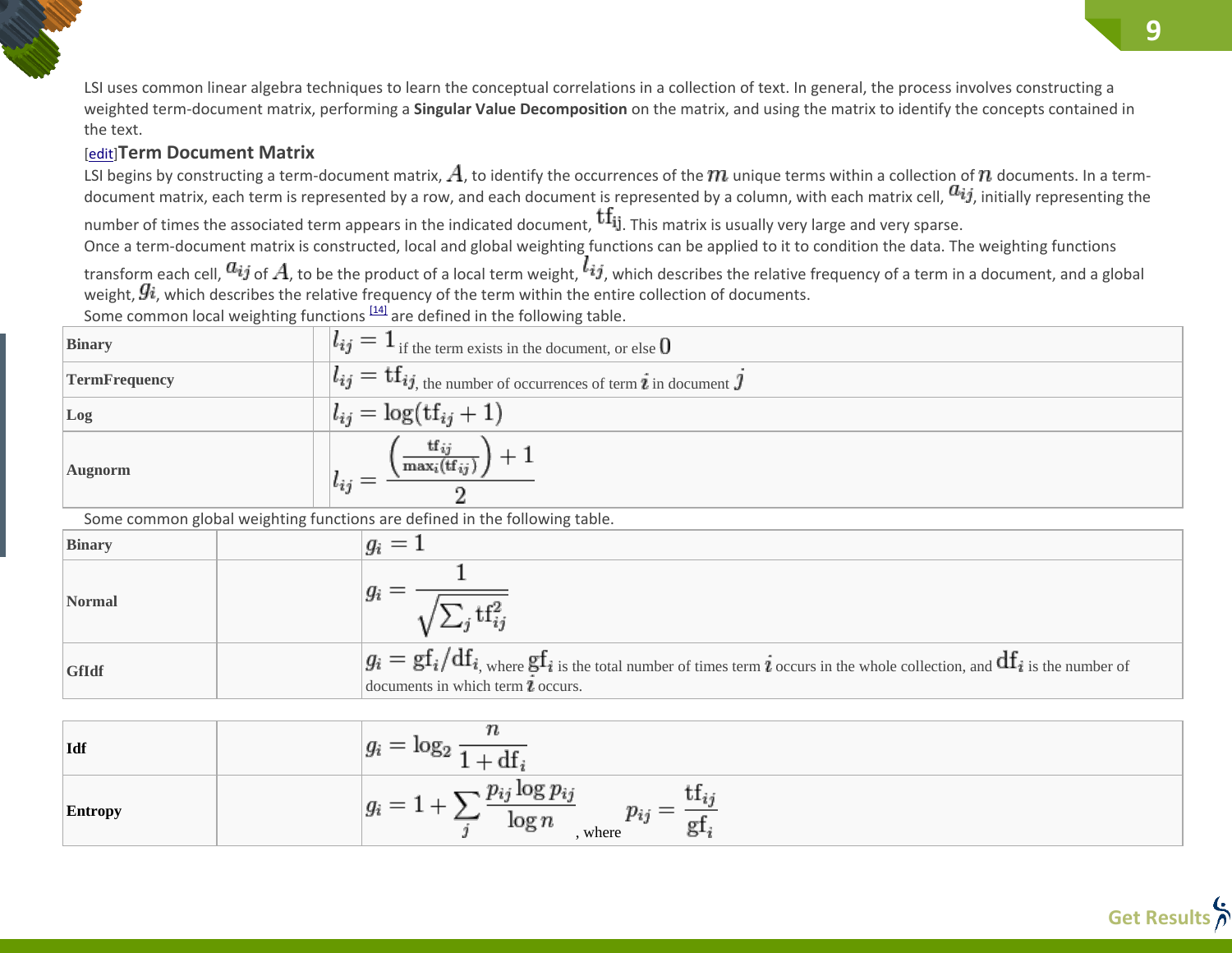LSI uses common linear algebra techniques to learn the conceptual correlations in a collection of text. In general, the process involves constructing a weighted term-document matrix, performing a **Singular Value Decomposition** on the matrix, and using the matrix to identify the concepts contained in the text.

## [edit]Term Document Matrix

LSI begins by constructing a term-document matrix, $A$, to identify the occurrences of the $m$ unique terms within a collection of $n$ documents. In a term-document matrix, each term is represented by a row, and each document is represented by a column, with each matrix cell, $a_{ij}$, initially representing the number of times the associated term appears in the indicated document, $\mathrm{tf_{ij}}$. This matrix is usually very large and very sparse.

Once a term-document matrix is constructed, local and global weighting functions can be applied to it to condition the data. The weighting functions transform each cell, $a_{ij}$ of $A$, to be the product of a local term weight, $l_{ij}$, which describes the relative frequency of a term in a document, and a global weight, $g_i$, which describes the relative frequency of the term within the entire collection of documents.

Some common local weighting functions [14] are defined in the following table.

| | | |
|---|---|---|
| **Binary** | | $l_{ij} = 1$ if the term exists in the document, or else $0$ |
| **TermFrequency** | | $l_{ij} = \mathrm{tf}_{ij}$, the number of occurrences of term $i$ in document $j$ |
| **Log** | | $l_{ij} = \log(\mathrm{tf}_{ij} + 1)$ |
| **Augnorm** | | $l_{ij} = \frac{\left(\frac{\mathrm{tf}_{ij}}{\max_i(\mathrm{tf}_{ij})}\right) + 1}{2}$ |

Some common global weighting functions are defined in the following table.

| | | |
|---|---|---|
| **Binary** | | $g_i = 1$ |
| **Normal** | | $g_i = \frac{1}{\sqrt{\sum_j \mathrm{tf}_{ij}^2}}$ |
| **GfIdf** | | $g_i = \mathrm{gf}_i / \mathrm{df}_i$, where $\mathrm{gf}_i$ is the total number of times term $i$ occurs in the whole collection, and $\mathrm{df}_i$ is the number of documents in which term $i$ occurs. |
| **Idf** | | $g_i = \log_2 \frac{n}{1 + \mathrm{df}_i}$ |
| **Entropy** | | $g_i = 1 + \sum_j \frac{p_{ij} \log p_{ij}}{\log n}$, where $p_{ij} = \frac{\mathrm{tf}_{ij}}{\mathrm{gf}_i}$ |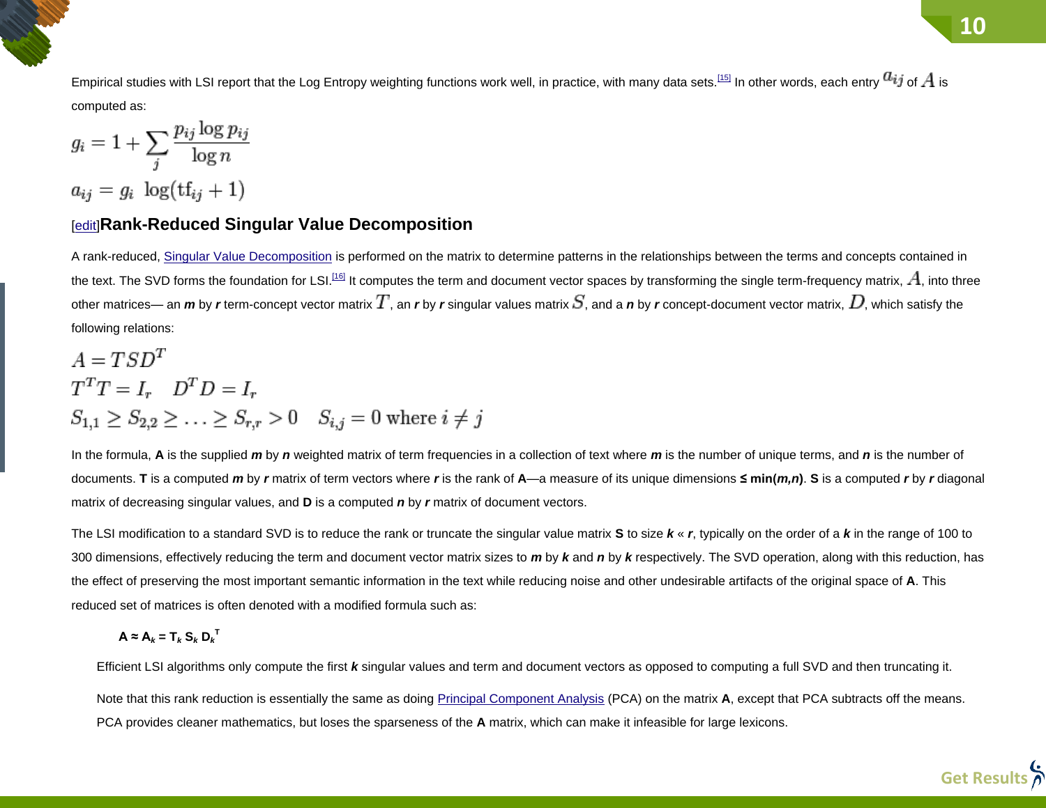Empirical studies with LSI report that the Log Entropy weighting functions work well, in practice, with many data sets.[15] In other words, each entry $a_{ij}$ of $A$ is computed as:

$$g_i = 1 + \sum_j \frac{p_{ij} \log p_{ij}}{\log n}$$

$$a_{ij} = g_i \ \log(\mathrm{tf}_{ij} + 1)$$

## [edit]Rank-Reduced Singular Value Decomposition

A rank-reduced, Singular Value Decomposition is performed on the matrix to determine patterns in the relationships between the terms and concepts contained in the text. The SVD forms the foundation for LSI.[16] It computes the term and document vector spaces by transforming the single term-frequency matrix, $A$, into three other matrices— an ***m*** by ***r*** term-concept vector matrix $T$, an ***r*** by ***r*** singular values matrix $S$, and a ***n*** by ***r*** concept-document vector matrix, $D$, which satisfy the following relations:

$$A = TSD^T$$

$$T^T T = I_r \quad D^T D = I_r$$

$$S_{1,1} \geq S_{2,2} \geq \ldots \geq S_{r,r} > 0 \quad S_{i,j} = 0 \text{ where } i \neq j$$

In the formula, **A** is the supplied ***m*** by ***n*** weighted matrix of term frequencies in a collection of text where ***m*** is the number of unique terms, and ***n*** is the number of documents. **T** is a computed ***m*** by ***r*** matrix of term vectors where ***r*** is the rank of **A**—a measure of its unique dimensions **≤ min(*m,n*)**. **S** is a computed ***r*** by ***r*** diagonal matrix of decreasing singular values, and **D** is a computed ***n*** by ***r*** matrix of document vectors.

The LSI modification to a standard SVD is to reduce the rank or truncate the singular value matrix **S** to size ***k*** « ***r***, typically on the order of a ***k*** in the range of 100 to 300 dimensions, effectively reducing the term and document vector matrix sizes to ***m*** by ***k*** and ***n*** by ***k*** respectively. The SVD operation, along with this reduction, has the effect of preserving the most important semantic information in the text while reducing noise and other undesirable artifacts of the original space of **A**. This reduced set of matrices is often denoted with a modified formula such as:

$$\mathbf{A} \approx \mathbf{A}_k = \mathbf{T}_k \, \mathbf{S}_k \, \mathbf{D}_k^T$$

Efficient LSI algorithms only compute the first ***k*** singular values and term and document vectors as opposed to computing a full SVD and then truncating it.

Note that this rank reduction is essentially the same as doing Principal Component Analysis (PCA) on the matrix **A**, except that PCA subtracts off the means. PCA provides cleaner mathematics, but loses the sparseness of the **A** matrix, which can make it infeasible for large lexicons.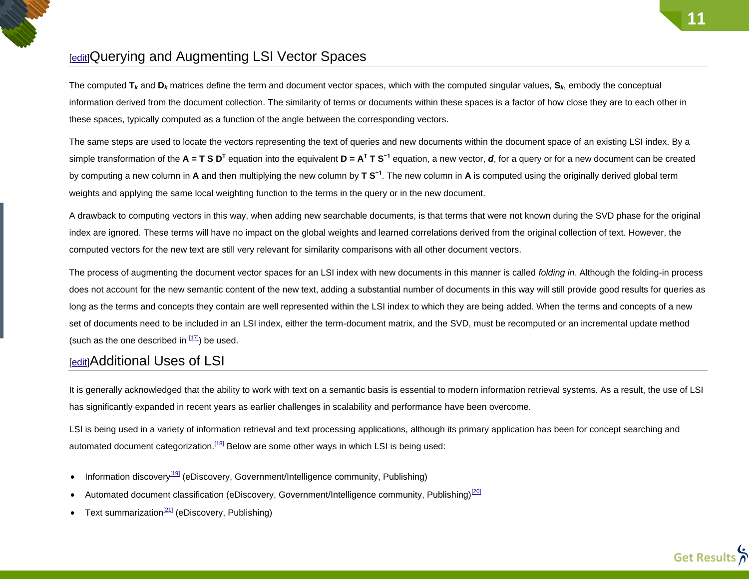## [edit]Querying and Augmenting LSI Vector Spaces

The computed $\mathbf{T}_k$ and $\mathbf{D}_k$ matrices define the term and document vector spaces, which with the computed singular values, $\mathbf{S}_k$, embody the conceptual information derived from the document collection. The similarity of terms or documents within these spaces is a factor of how close they are to each other in these spaces, typically computed as a function of the angle between the corresponding vectors.

The same steps are used to locate the vectors representing the text of queries and new documents within the document space of an existing LSI index. By a simple transformation of the $\mathbf{A = T\ S\ D^T}$ equation into the equivalent $\mathbf{D = A^T\ T\ S^{-1}}$ equation, a new vector, $\boldsymbol{d}$, for a query or for a new document can be created by computing a new column in **A** and then multiplying the new column by $\mathbf{T\ S^{-1}}$. The new column in **A** is computed using the originally derived global term weights and applying the same local weighting function to the terms in the query or in the new document.

A drawback to computing vectors in this way, when adding new searchable documents, is that terms that were not known during the SVD phase for the original index are ignored. These terms will have no impact on the global weights and learned correlations derived from the original collection of text. However, the computed vectors for the new text are still very relevant for similarity comparisons with all other document vectors.

The process of augmenting the document vector spaces for an LSI index with new documents in this manner is called *folding in*. Although the folding-in process does not account for the new semantic content of the new text, adding a substantial number of documents in this way will still provide good results for queries as long as the terms and concepts they contain are well represented within the LSI index to which they are being added. When the terms and concepts of a new set of documents need to be included in an LSI index, either the term-document matrix, and the SVD, must be recomputed or an incremental update method (such as the one described in [17]) be used.

## [edit]Additional Uses of LSI

It is generally acknowledged that the ability to work with text on a semantic basis is essential to modern information retrieval systems. As a result, the use of LSI has significantly expanded in recent years as earlier challenges in scalability and performance have been overcome.

LSI is being used in a variety of information retrieval and text processing applications, although its primary application has been for concept searching and automated document categorization.[18] Below are some other ways in which LSI is being used:

- Information discovery[19] (eDiscovery, Government/Intelligence community, Publishing)
- Automated document classification (eDiscovery, Government/Intelligence community, Publishing)[20]
- Text summarization[21] (eDiscovery, Publishing)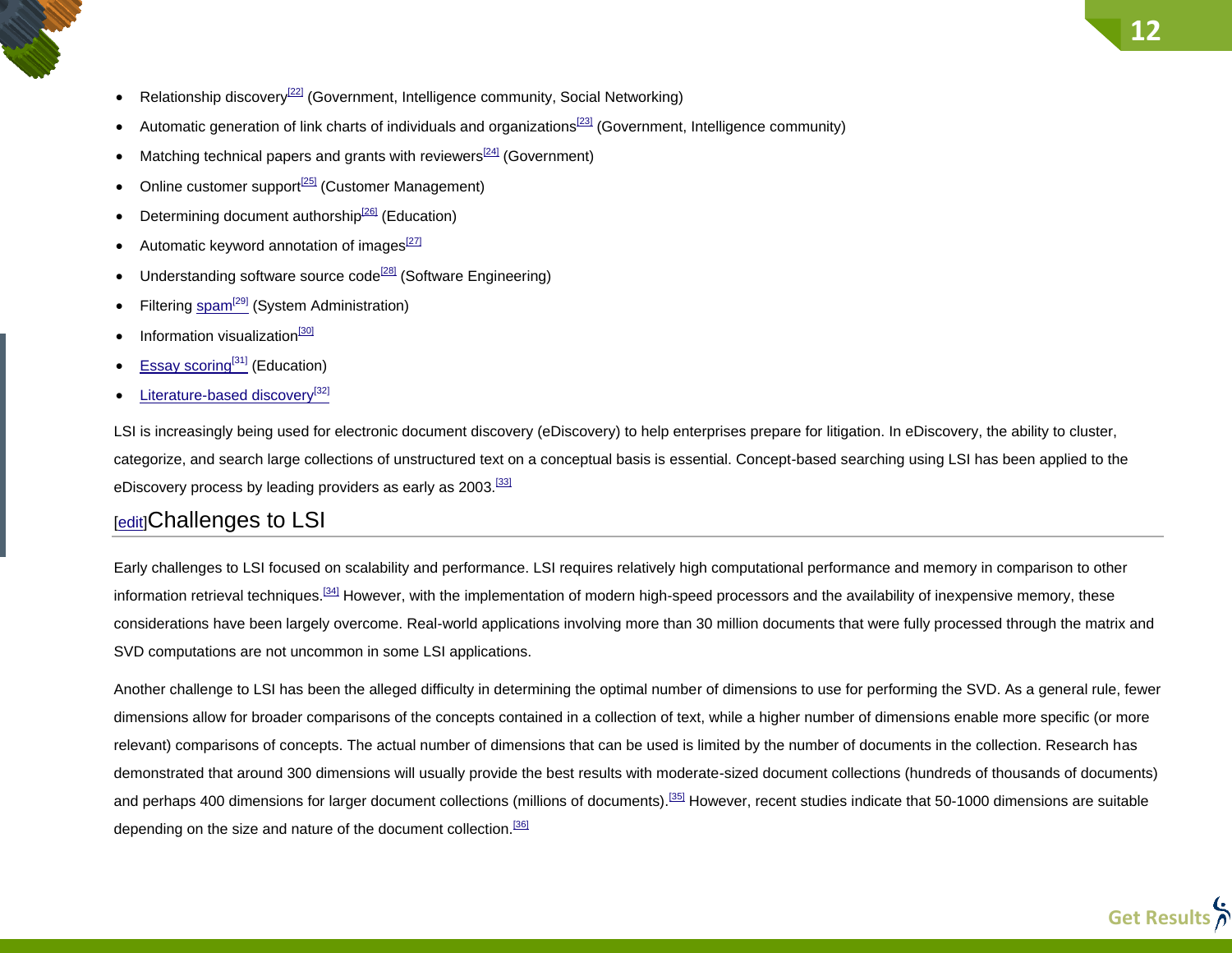- Relationship discovery[22] (Government, Intelligence community, Social Networking)
- Automatic generation of link charts of individuals and organizations[23] (Government, Intelligence community)
- Matching technical papers and grants with reviewers[24] (Government)
- Online customer support[25] (Customer Management)
- Determining document authorship[26] (Education)
- Automatic keyword annotation of images[27]
- Understanding software source code[28] (Software Engineering)
- Filtering spam[29] (System Administration)
- Information visualization[30]
- Essay scoring[31] (Education)
- Literature-based discovery[32]

LSI is increasingly being used for electronic document discovery (eDiscovery) to help enterprises prepare for litigation. In eDiscovery, the ability to cluster, categorize, and search large collections of unstructured text on a conceptual basis is essential. Concept-based searching using LSI has been applied to the eDiscovery process by leading providers as early as 2003.[33]

## [edit]Challenges to LSI

Early challenges to LSI focused on scalability and performance. LSI requires relatively high computational performance and memory in comparison to other information retrieval techniques.[34] However, with the implementation of modern high-speed processors and the availability of inexpensive memory, these considerations have been largely overcome. Real-world applications involving more than 30 million documents that were fully processed through the matrix and SVD computations are not uncommon in some LSI applications.

Another challenge to LSI has been the alleged difficulty in determining the optimal number of dimensions to use for performing the SVD. As a general rule, fewer dimensions allow for broader comparisons of the concepts contained in a collection of text, while a higher number of dimensions enable more specific (or more relevant) comparisons of concepts. The actual number of dimensions that can be used is limited by the number of documents in the collection. Research has demonstrated that around 300 dimensions will usually provide the best results with moderate-sized document collections (hundreds of thousands of documents) and perhaps 400 dimensions for larger document collections (millions of documents).[35] However, recent studies indicate that 50-1000 dimensions are suitable depending on the size and nature of the document collection.[36]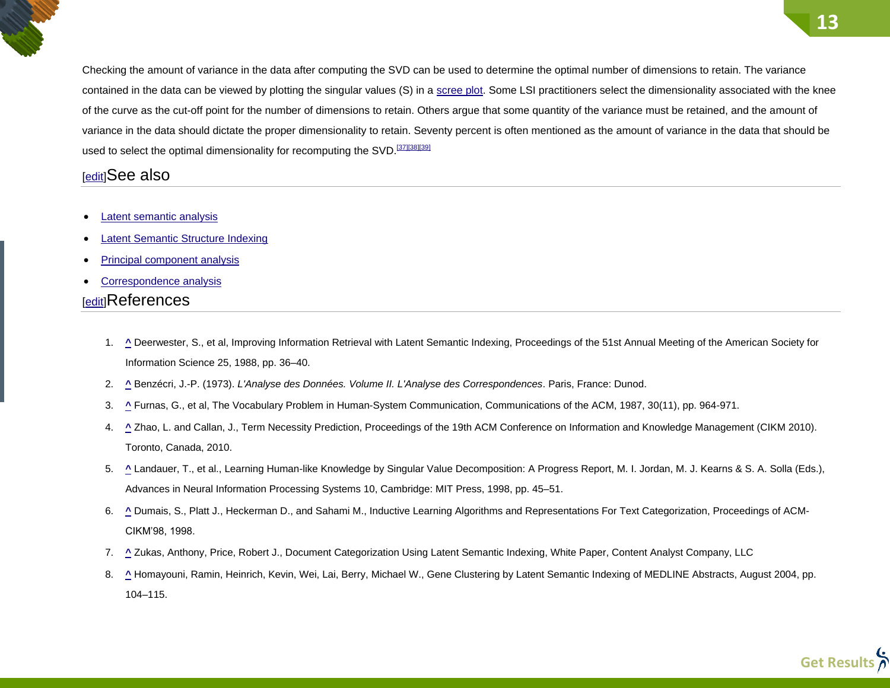Checking the amount of variance in the data after computing the SVD can be used to determine the optimal number of dimensions to retain. The variance contained in the data can be viewed by plotting the singular values (S) in a scree plot. Some LSI practitioners select the dimensionality associated with the knee of the curve as the cut-off point for the number of dimensions to retain. Others argue that some quantity of the variance must be retained, and the amount of variance in the data should dictate the proper dimensionality to retain. Seventy percent is often mentioned as the amount of variance in the data that should be used to select the optimal dimensionality for recomputing the SVD.[37][38][39]

## [edit]See also

- Latent semantic analysis
- Latent Semantic Structure Indexing
- Principal component analysis
- Correspondence analysis

## [edit]References

1. ^ Deerwester, S., et al, Improving Information Retrieval with Latent Semantic Indexing, Proceedings of the 51st Annual Meeting of the American Society for Information Science 25, 1988, pp. 36–40.
2. ^ Benzécri, J.-P. (1973). *L'Analyse des Données. Volume II. L'Analyse des Correspondences*. Paris, France: Dunod.
3. ^ Furnas, G., et al, The Vocabulary Problem in Human-System Communication, Communications of the ACM, 1987, 30(11), pp. 964-971.
4. ^ Zhao, L. and Callan, J., Term Necessity Prediction, Proceedings of the 19th ACM Conference on Information and Knowledge Management (CIKM 2010). Toronto, Canada, 2010.
5. ^ Landauer, T., et al., Learning Human-like Knowledge by Singular Value Decomposition: A Progress Report, M. I. Jordan, M. J. Kearns & S. A. Solla (Eds.), Advances in Neural Information Processing Systems 10, Cambridge: MIT Press, 1998, pp. 45–51.
6. ^ Dumais, S., Platt J., Heckerman D., and Sahami M., Inductive Learning Algorithms and Representations For Text Categorization, Proceedings of ACM-CIKM'98, 1998.
7. ^ Zukas, Anthony, Price, Robert J., Document Categorization Using Latent Semantic Indexing, White Paper, Content Analyst Company, LLC
8. ^ Homayouni, Ramin, Heinrich, Kevin, Wei, Lai, Berry, Michael W., Gene Clustering by Latent Semantic Indexing of MEDLINE Abstracts, August 2004, pp. 104–115.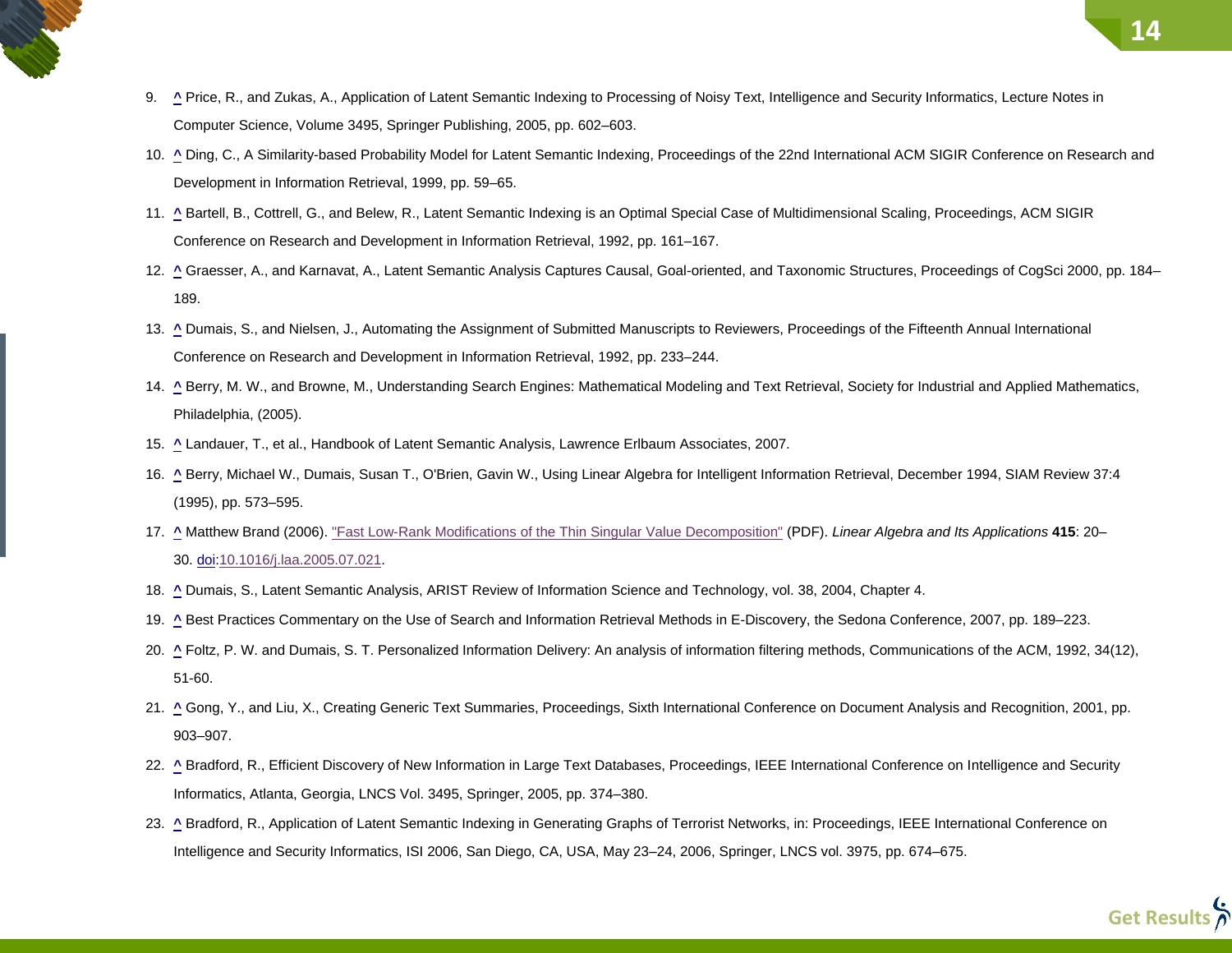9. ^ Price, R., and Zukas, A., Application of Latent Semantic Indexing to Processing of Noisy Text, Intelligence and Security Informatics, Lecture Notes in Computer Science, Volume 3495, Springer Publishing, 2005, pp. 602–603.
10. ^ Ding, C., A Similarity-based Probability Model for Latent Semantic Indexing, Proceedings of the 22nd International ACM SIGIR Conference on Research and Development in Information Retrieval, 1999, pp. 59–65.
11. ^ Bartell, B., Cottrell, G., and Belew, R., Latent Semantic Indexing is an Optimal Special Case of Multidimensional Scaling, Proceedings, ACM SIGIR Conference on Research and Development in Information Retrieval, 1992, pp. 161–167.
12. ^ Graesser, A., and Karnavat, A., Latent Semantic Analysis Captures Causal, Goal-oriented, and Taxonomic Structures, Proceedings of CogSci 2000, pp. 184–189.
13. ^ Dumais, S., and Nielsen, J., Automating the Assignment of Submitted Manuscripts to Reviewers, Proceedings of the Fifteenth Annual International Conference on Research and Development in Information Retrieval, 1992, pp. 233–244.
14. ^ Berry, M. W., and Browne, M., Understanding Search Engines: Mathematical Modeling and Text Retrieval, Society for Industrial and Applied Mathematics, Philadelphia, (2005).
15. ^ Landauer, T., et al., Handbook of Latent Semantic Analysis, Lawrence Erlbaum Associates, 2007.
16. ^ Berry, Michael W., Dumais, Susan T., O'Brien, Gavin W., Using Linear Algebra for Intelligent Information Retrieval, December 1994, SIAM Review 37:4 (1995), pp. 573–595.
17. ^ Matthew Brand (2006). "Fast Low-Rank Modifications of the Thin Singular Value Decomposition" (PDF). *Linear Algebra and Its Applications* **415**: 20–30. doi:10.1016/j.laa.2005.07.021.
18. ^ Dumais, S., Latent Semantic Analysis, ARIST Review of Information Science and Technology, vol. 38, 2004, Chapter 4.
19. ^ Best Practices Commentary on the Use of Search and Information Retrieval Methods in E-Discovery, the Sedona Conference, 2007, pp. 189–223.
20. ^ Foltz, P. W. and Dumais, S. T. Personalized Information Delivery: An analysis of information filtering methods, Communications of the ACM, 1992, 34(12), 51-60.
21. ^ Gong, Y., and Liu, X., Creating Generic Text Summaries, Proceedings, Sixth International Conference on Document Analysis and Recognition, 2001, pp. 903–907.
22. ^ Bradford, R., Efficient Discovery of New Information in Large Text Databases, Proceedings, IEEE International Conference on Intelligence and Security Informatics, Atlanta, Georgia, LNCS Vol. 3495, Springer, 2005, pp. 374–380.
23. ^ Bradford, R., Application of Latent Semantic Indexing in Generating Graphs of Terrorist Networks, in: Proceedings, IEEE International Conference on Intelligence and Security Informatics, ISI 2006, San Diego, CA, USA, May 23–24, 2006, Springer, LNCS vol. 3975, pp. 674–675.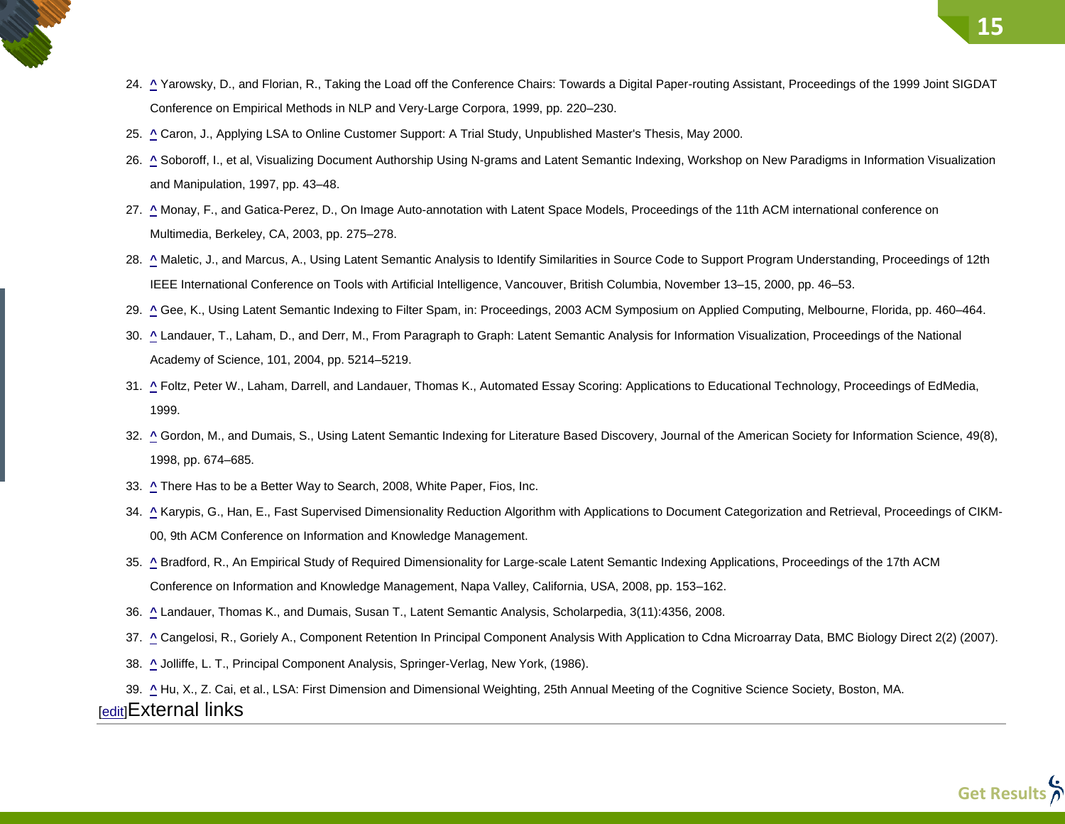24. ^ Yarowsky, D., and Florian, R., Taking the Load off the Conference Chairs: Towards a Digital Paper-routing Assistant, Proceedings of the 1999 Joint SIGDAT Conference on Empirical Methods in NLP and Very-Large Corpora, 1999, pp. 220–230.
25. ^ Caron, J., Applying LSA to Online Customer Support: A Trial Study, Unpublished Master's Thesis, May 2000.
26. ^ Soboroff, I., et al, Visualizing Document Authorship Using N-grams and Latent Semantic Indexing, Workshop on New Paradigms in Information Visualization and Manipulation, 1997, pp. 43–48.
27. ^ Monay, F., and Gatica-Perez, D., On Image Auto-annotation with Latent Space Models, Proceedings of the 11th ACM international conference on Multimedia, Berkeley, CA, 2003, pp. 275–278.
28. ^ Maletic, J., and Marcus, A., Using Latent Semantic Analysis to Identify Similarities in Source Code to Support Program Understanding, Proceedings of 12th IEEE International Conference on Tools with Artificial Intelligence, Vancouver, British Columbia, November 13–15, 2000, pp. 46–53.
29. ^ Gee, K., Using Latent Semantic Indexing to Filter Spam, in: Proceedings, 2003 ACM Symposium on Applied Computing, Melbourne, Florida, pp. 460–464.
30. ^ Landauer, T., Laham, D., and Derr, M., From Paragraph to Graph: Latent Semantic Analysis for Information Visualization, Proceedings of the National Academy of Science, 101, 2004, pp. 5214–5219.
31. ^ Foltz, Peter W., Laham, Darrell, and Landauer, Thomas K., Automated Essay Scoring: Applications to Educational Technology, Proceedings of EdMedia, 1999.
32. ^ Gordon, M., and Dumais, S., Using Latent Semantic Indexing for Literature Based Discovery, Journal of the American Society for Information Science, 49(8), 1998, pp. 674–685.
33. ^ There Has to be a Better Way to Search, 2008, White Paper, Fios, Inc.
34. ^ Karypis, G., Han, E., Fast Supervised Dimensionality Reduction Algorithm with Applications to Document Categorization and Retrieval, Proceedings of CIKM-00, 9th ACM Conference on Information and Knowledge Management.
35. ^ Bradford, R., An Empirical Study of Required Dimensionality for Large-scale Latent Semantic Indexing Applications, Proceedings of the 17th ACM Conference on Information and Knowledge Management, Napa Valley, California, USA, 2008, pp. 153–162.
36. ^ Landauer, Thomas K., and Dumais, Susan T., Latent Semantic Analysis, Scholarpedia, 3(11):4356, 2008.
37. ^ Cangelosi, R., Goriely A., Component Retention In Principal Component Analysis With Application to Cdna Microarray Data, BMC Biology Direct 2(2) (2007).
38. ^ Jolliffe, L. T., Principal Component Analysis, Springer-Verlag, New York, (1986).
39. ^ Hu, X., Z. Cai, et al., LSA: First Dimension and Dimensional Weighting, 25th Annual Meeting of the Cognitive Science Society, Boston, MA.

## [edit]External links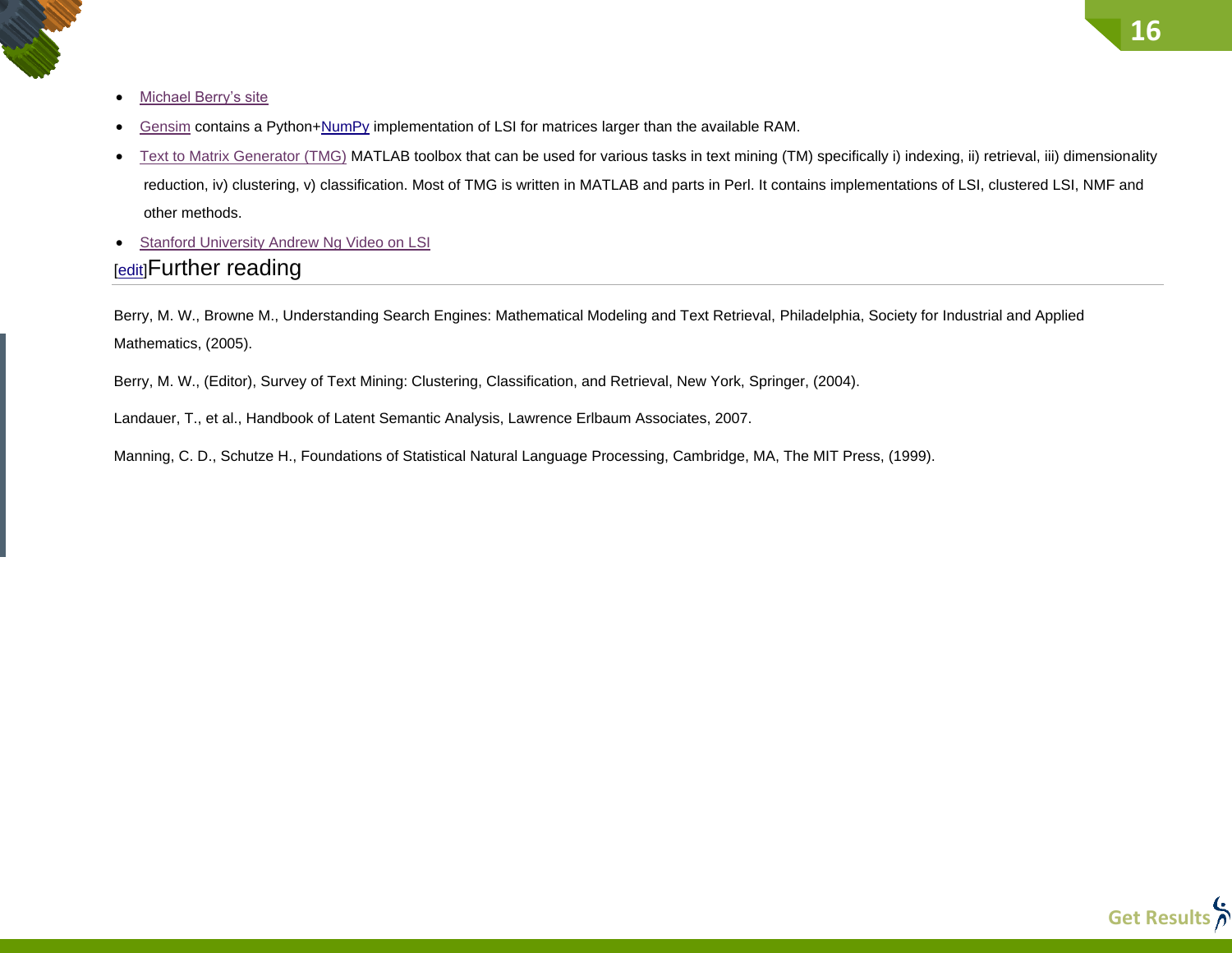- Michael Berry's site
- Gensim contains a Python+NumPy implementation of LSI for matrices larger than the available RAM.
- Text to Matrix Generator (TMG) MATLAB toolbox that can be used for various tasks in text mining (TM) specifically i) indexing, ii) retrieval, iii) dimensionality reduction, iv) clustering, v) classification. Most of TMG is written in MATLAB and parts in Perl. It contains implementations of LSI, clustered LSI, NMF and other methods.
- Stanford University Andrew Ng Video on LSI

## [edit]Further reading

Berry, M. W., Browne M., Understanding Search Engines: Mathematical Modeling and Text Retrieval, Philadelphia, Society for Industrial and Applied Mathematics, (2005).

Berry, M. W., (Editor), Survey of Text Mining: Clustering, Classification, and Retrieval, New York, Springer, (2004).

Landauer, T., et al., Handbook of Latent Semantic Analysis, Lawrence Erlbaum Associates, 2007.

Manning, C. D., Schutze H., Foundations of Statistical Natural Language Processing, Cambridge, MA, The MIT Press, (1999).